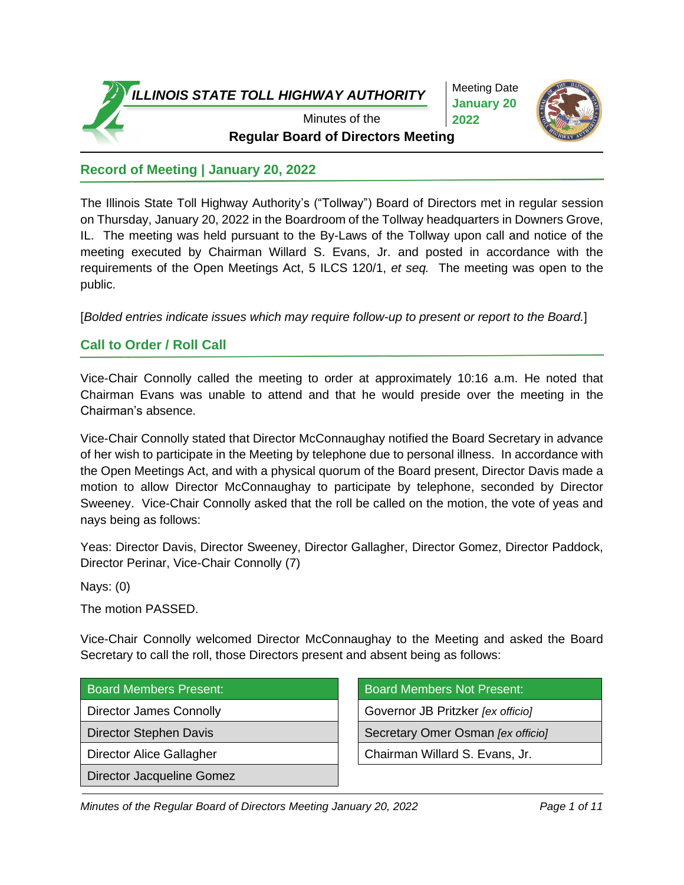# ILLINOIS STATE TOLL HIGHWAY AUTHORITY

Minutes of the

**Regular Board of Directors Meeting**

Meeting Date
**January 20 2022**

## Record of Meeting | January 20, 2022

The Illinois State Toll Highway Authority's ("Tollway") Board of Directors met in regular session on Thursday, January 20, 2022 in the Boardroom of the Tollway headquarters in Downers Grove, IL. The meeting was held pursuant to the By-Laws of the Tollway upon call and notice of the meeting executed by Chairman Willard S. Evans, Jr. and posted in accordance with the requirements of the Open Meetings Act, 5 ILCS 120/1, *et seq.* The meeting was open to the public.

[*Bolded entries indicate issues which may require follow-up to present or report to the Board.*]

## Call to Order / Roll Call

Vice-Chair Connolly called the meeting to order at approximately 10:16 a.m. He noted that Chairman Evans was unable to attend and that he would preside over the meeting in the Chairman's absence.

Vice-Chair Connolly stated that Director McConnaughay notified the Board Secretary in advance of her wish to participate in the Meeting by telephone due to personal illness. In accordance with the Open Meetings Act, and with a physical quorum of the Board present, Director Davis made a motion to allow Director McConnaughay to participate by telephone, seconded by Director Sweeney. Vice-Chair Connolly asked that the roll be called on the motion, the vote of yeas and nays being as follows:

Yeas: Director Davis, Director Sweeney, Director Gallagher, Director Gomez, Director Paddock, Director Perinar, Vice-Chair Connolly (7)

Nays: (0)

The motion PASSED.

Vice-Chair Connolly welcomed Director McConnaughay to the Meeting and asked the Board Secretary to call the roll, those Directors present and absent being as follows:

| Board Members Present: |
|---|
| Director James Connolly |
| Director Stephen Davis |
| Director Alice Gallagher |
| Director Jacqueline Gomez |

| Board Members Not Present: |
|---|
| Governor JB Pritzker *[ex officio]* |
| Secretary Omer Osman *[ex officio]* |
| Chairman Willard S. Evans, Jr. |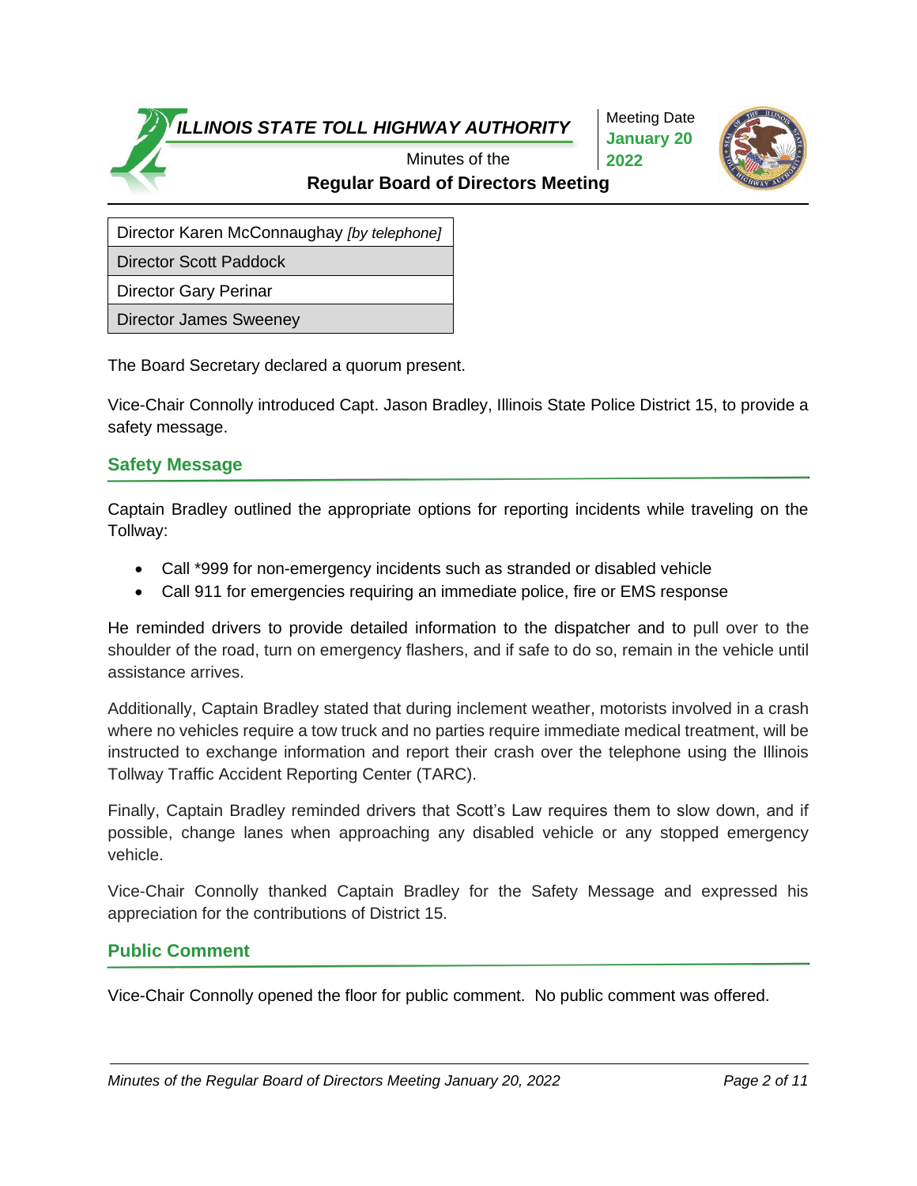| Director Karen McConnaughay *[by telephone]* |
| --- |
| Director Scott Paddock |
| Director Gary Perinar |
| Director James Sweeney |

The Board Secretary declared a quorum present.

Vice-Chair Connolly introduced Capt. Jason Bradley, Illinois State Police District 15, to provide a safety message.

## Safety Message

Captain Bradley outlined the appropriate options for reporting incidents while traveling on the Tollway:

- Call *999 for non-emergency incidents such as stranded or disabled vehicle
- Call 911 for emergencies requiring an immediate police, fire or EMS response

He reminded drivers to provide detailed information to the dispatcher and to pull over to the shoulder of the road, turn on emergency flashers, and if safe to do so, remain in the vehicle until assistance arrives.

Additionally, Captain Bradley stated that during inclement weather, motorists involved in a crash where no vehicles require a tow truck and no parties require immediate medical treatment, will be instructed to exchange information and report their crash over the telephone using the Illinois Tollway Traffic Accident Reporting Center (TARC).

Finally, Captain Bradley reminded drivers that Scott's Law requires them to slow down, and if possible, change lanes when approaching any disabled vehicle or any stopped emergency vehicle.

Vice-Chair Connolly thanked Captain Bradley for the Safety Message and expressed his appreciation for the contributions of District 15.

## Public Comment

Vice-Chair Connolly opened the floor for public comment. No public comment was offered.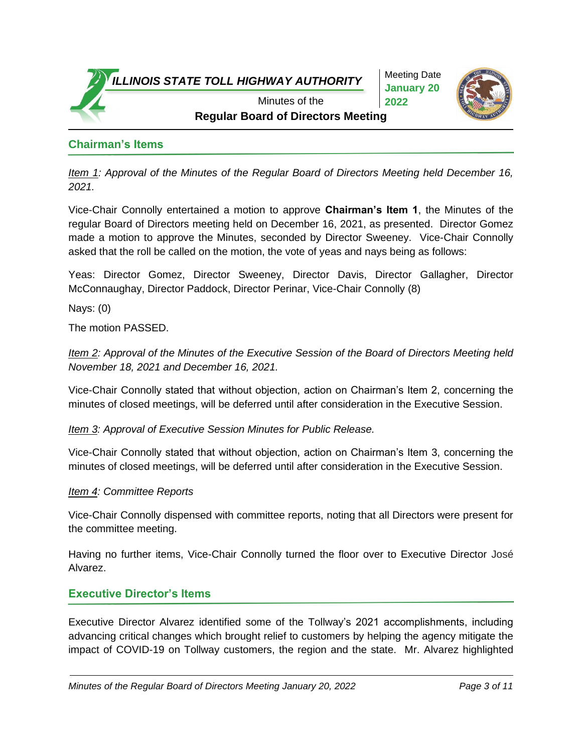## Chairman's Items

*Item 1: Approval of the Minutes of the Regular Board of Directors Meeting held December 16, 2021.*

Vice-Chair Connolly entertained a motion to approve **Chairman's Item 1**, the Minutes of the regular Board of Directors meeting held on December 16, 2021, as presented. Director Gomez made a motion to approve the Minutes, seconded by Director Sweeney. Vice-Chair Connolly asked that the roll be called on the motion, the vote of yeas and nays being as follows:

Yeas: Director Gomez, Director Sweeney, Director Davis, Director Gallagher, Director McConnaughay, Director Paddock, Director Perinar, Vice-Chair Connolly (8)

Nays: (0)

The motion PASSED.

*Item 2: Approval of the Minutes of the Executive Session of the Board of Directors Meeting held November 18, 2021 and December 16, 2021.*

Vice-Chair Connolly stated that without objection, action on Chairman's Item 2, concerning the minutes of closed meetings, will be deferred until after consideration in the Executive Session.

*Item 3: Approval of Executive Session Minutes for Public Release.*

Vice-Chair Connolly stated that without objection, action on Chairman's Item 3, concerning the minutes of closed meetings, will be deferred until after consideration in the Executive Session.

*Item 4: Committee Reports*

Vice-Chair Connolly dispensed with committee reports, noting that all Directors were present for the committee meeting.

Having no further items, Vice-Chair Connolly turned the floor over to Executive Director José Alvarez.

## Executive Director's Items

Executive Director Alvarez identified some of the Tollway's 2021 accomplishments, including advancing critical changes which brought relief to customers by helping the agency mitigate the impact of COVID-19 on Tollway customers, the region and the state. Mr. Alvarez highlighted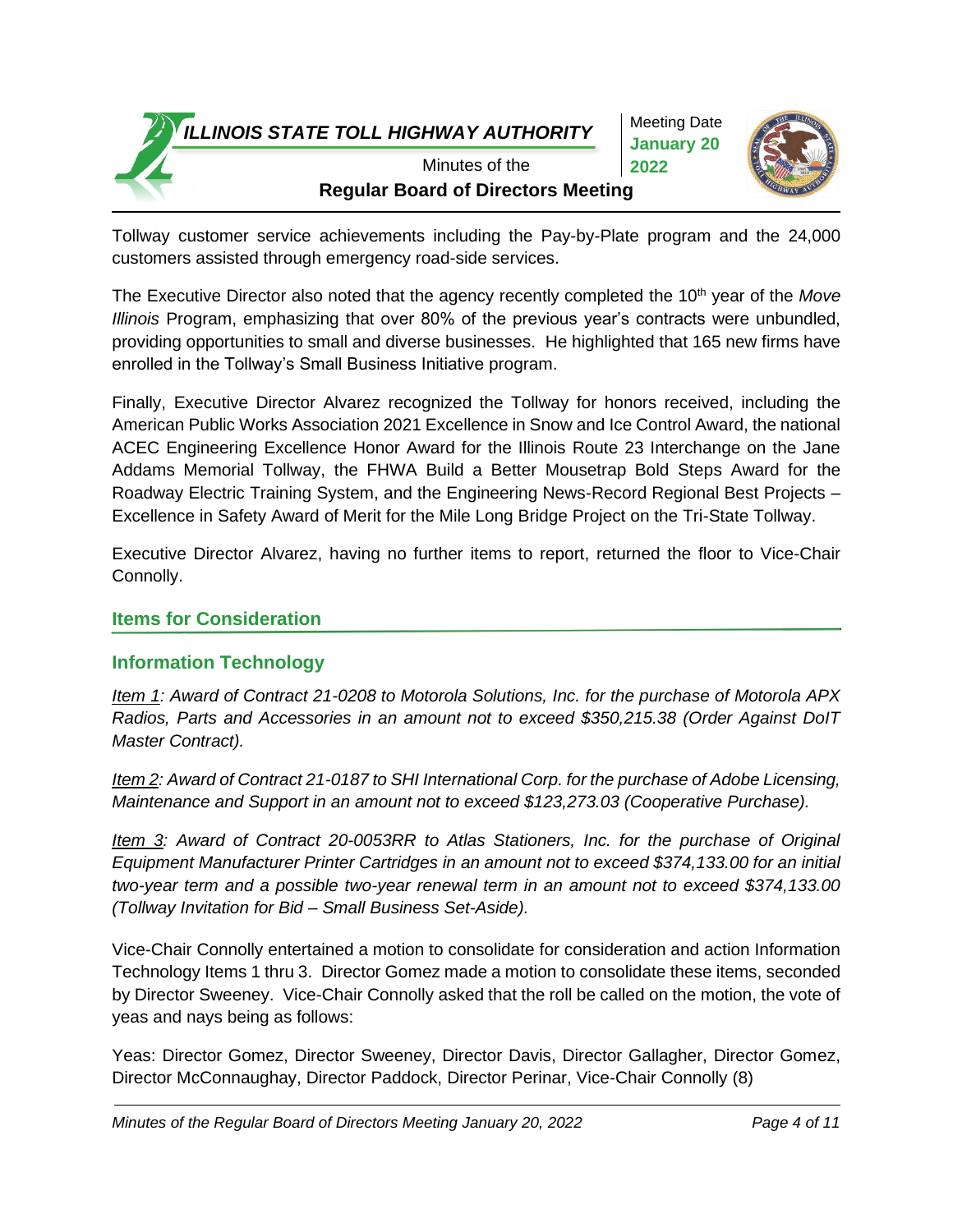Tollway customer service achievements including the Pay-by-Plate program and the 24,000 customers assisted through emergency road-side services.

The Executive Director also noted that the agency recently completed the 10th year of the *Move Illinois* Program, emphasizing that over 80% of the previous year's contracts were unbundled, providing opportunities to small and diverse businesses. He highlighted that 165 new firms have enrolled in the Tollway's Small Business Initiative program.

Finally, Executive Director Alvarez recognized the Tollway for honors received, including the American Public Works Association 2021 Excellence in Snow and Ice Control Award, the national ACEC Engineering Excellence Honor Award for the Illinois Route 23 Interchange on the Jane Addams Memorial Tollway, the FHWA Build a Better Mousetrap Bold Steps Award for the Roadway Electric Training System, and the Engineering News-Record Regional Best Projects – Excellence in Safety Award of Merit for the Mile Long Bridge Project on the Tri-State Tollway.

Executive Director Alvarez, having no further items to report, returned the floor to Vice-Chair Connolly.

## Items for Consideration

## Information Technology

*Item 1: Award of Contract 21-0208 to Motorola Solutions, Inc. for the purchase of Motorola APX Radios, Parts and Accessories in an amount not to exceed $350,215.38 (Order Against DoIT Master Contract).*

*Item 2: Award of Contract 21-0187 to SHI International Corp. for the purchase of Adobe Licensing, Maintenance and Support in an amount not to exceed $123,273.03 (Cooperative Purchase).*

*Item 3: Award of Contract 20-0053RR to Atlas Stationers, Inc. for the purchase of Original Equipment Manufacturer Printer Cartridges in an amount not to exceed $374,133.00 for an initial two-year term and a possible two-year renewal term in an amount not to exceed $374,133.00 (Tollway Invitation for Bid – Small Business Set-Aside).*

Vice-Chair Connolly entertained a motion to consolidate for consideration and action Information Technology Items 1 thru 3. Director Gomez made a motion to consolidate these items, seconded by Director Sweeney. Vice-Chair Connolly asked that the roll be called on the motion, the vote of yeas and nays being as follows:

Yeas: Director Gomez, Director Sweeney, Director Davis, Director Gallagher, Director Gomez, Director McConnaughay, Director Paddock, Director Perinar, Vice-Chair Connolly (8)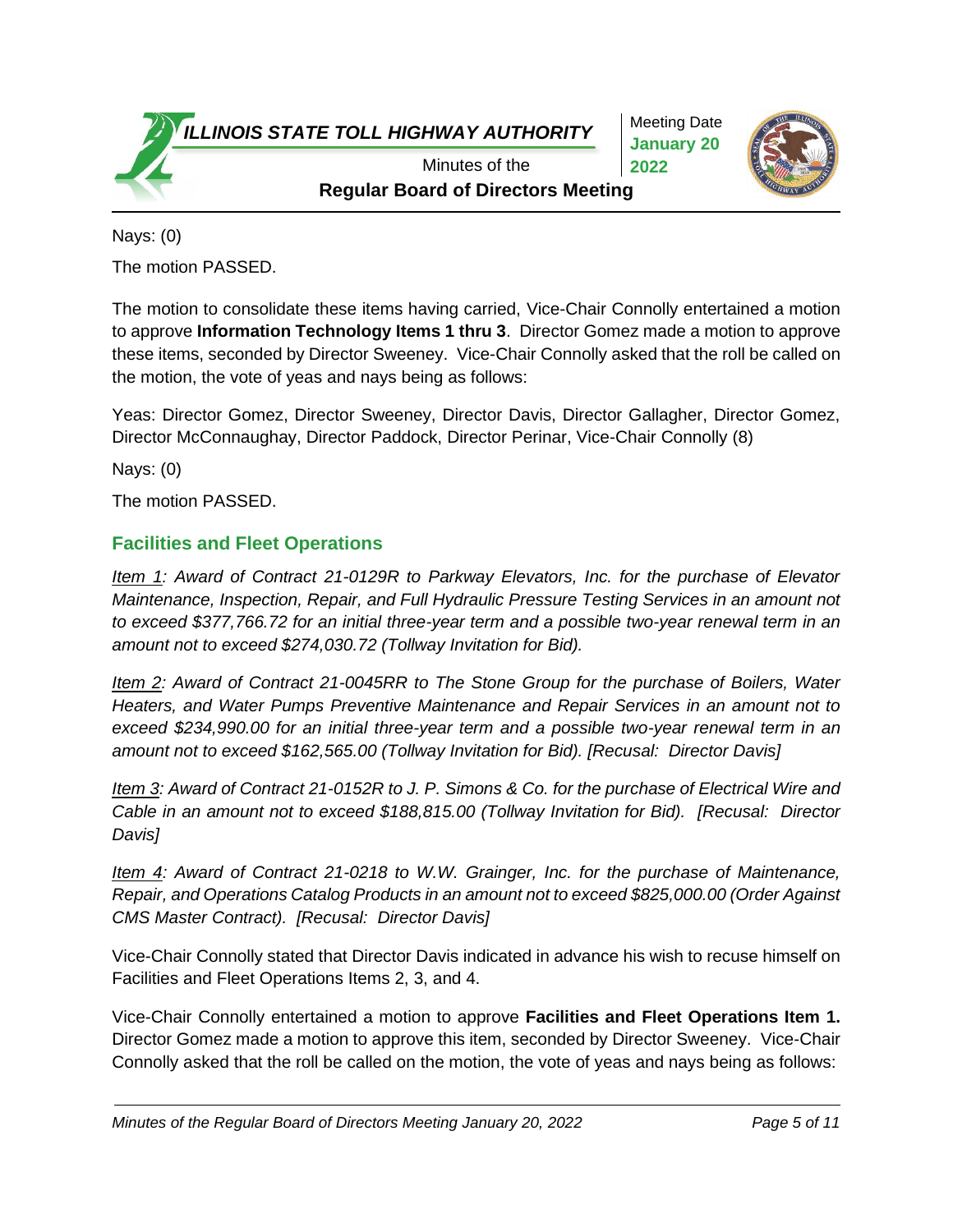Nays: (0)

The motion PASSED.

The motion to consolidate these items having carried, Vice-Chair Connolly entertained a motion to approve **Information Technology Items 1 thru 3**. Director Gomez made a motion to approve these items, seconded by Director Sweeney. Vice-Chair Connolly asked that the roll be called on the motion, the vote of yeas and nays being as follows:

Yeas: Director Gomez, Director Sweeney, Director Davis, Director Gallagher, Director Gomez, Director McConnaughay, Director Paddock, Director Perinar, Vice-Chair Connolly (8)

Nays: (0)

The motion PASSED.

## Facilities and Fleet Operations

*<u>Item 1</u>: Award of Contract 21-0129R to Parkway Elevators, Inc. for the purchase of Elevator Maintenance, Inspection, Repair, and Full Hydraulic Pressure Testing Services in an amount not to exceed $377,766.72 for an initial three-year term and a possible two-year renewal term in an amount not to exceed $274,030.72 (Tollway Invitation for Bid).*

*<u>Item 2</u>: Award of Contract 21-0045RR to The Stone Group for the purchase of Boilers, Water Heaters, and Water Pumps Preventive Maintenance and Repair Services in an amount not to exceed $234,990.00 for an initial three-year term and a possible two-year renewal term in an amount not to exceed $162,565.00 (Tollway Invitation for Bid). [Recusal: Director Davis]*

*<u>Item 3</u>: Award of Contract 21-0152R to J. P. Simons & Co. for the purchase of Electrical Wire and Cable in an amount not to exceed $188,815.00 (Tollway Invitation for Bid). [Recusal: Director Davis]*

*<u>Item 4</u>: Award of Contract 21-0218 to W.W. Grainger, Inc. for the purchase of Maintenance, Repair, and Operations Catalog Products in an amount not to exceed $825,000.00 (Order Against CMS Master Contract). [Recusal: Director Davis]*

Vice-Chair Connolly stated that Director Davis indicated in advance his wish to recuse himself on Facilities and Fleet Operations Items 2, 3, and 4.

Vice-Chair Connolly entertained a motion to approve **Facilities and Fleet Operations Item 1.** Director Gomez made a motion to approve this item, seconded by Director Sweeney. Vice-Chair Connolly asked that the roll be called on the motion, the vote of yeas and nays being as follows: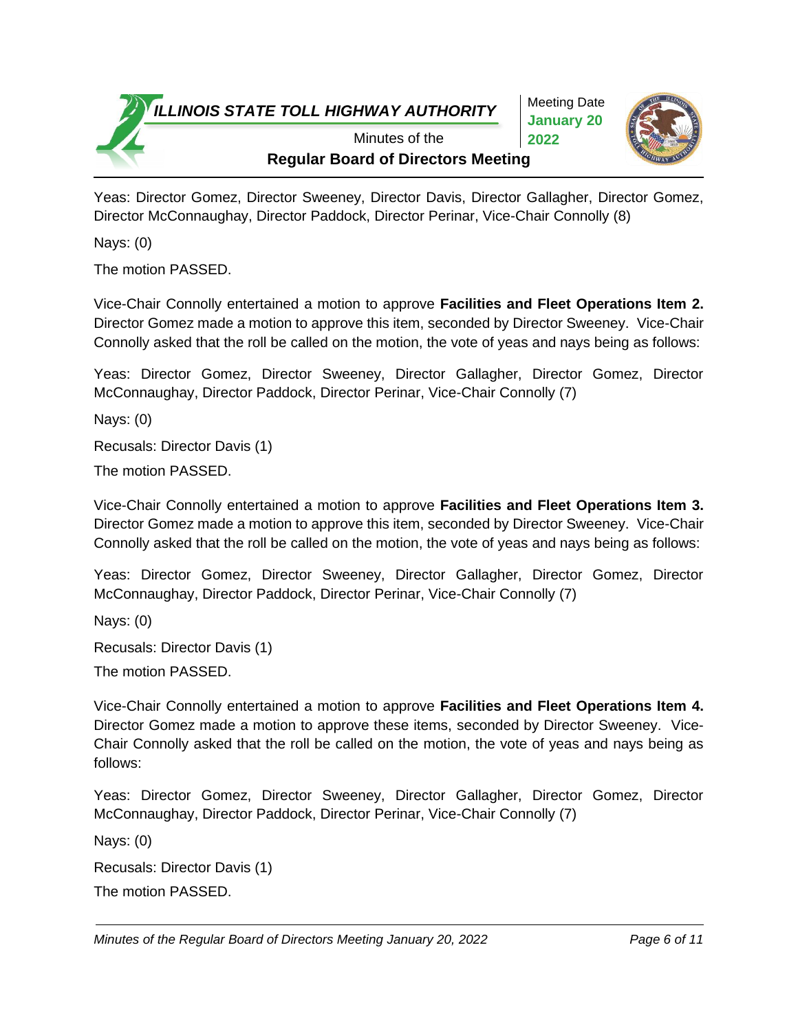Yeas: Director Gomez, Director Sweeney, Director Davis, Director Gallagher, Director Gomez, Director McConnaughay, Director Paddock, Director Perinar, Vice-Chair Connolly (8)

Nays: (0)

The motion PASSED.

Vice-Chair Connolly entertained a motion to approve **Facilities and Fleet Operations Item 2.** Director Gomez made a motion to approve this item, seconded by Director Sweeney. Vice-Chair Connolly asked that the roll be called on the motion, the vote of yeas and nays being as follows:

Yeas: Director Gomez, Director Sweeney, Director Gallagher, Director Gomez, Director McConnaughay, Director Paddock, Director Perinar, Vice-Chair Connolly (7)

Nays: (0)

Recusals: Director Davis (1)

The motion PASSED.

Vice-Chair Connolly entertained a motion to approve **Facilities and Fleet Operations Item 3.** Director Gomez made a motion to approve this item, seconded by Director Sweeney. Vice-Chair Connolly asked that the roll be called on the motion, the vote of yeas and nays being as follows:

Yeas: Director Gomez, Director Sweeney, Director Gallagher, Director Gomez, Director McConnaughay, Director Paddock, Director Perinar, Vice-Chair Connolly (7)

Nays: (0)

Recusals: Director Davis (1)

The motion PASSED.

Vice-Chair Connolly entertained a motion to approve **Facilities and Fleet Operations Item 4.** Director Gomez made a motion to approve these items, seconded by Director Sweeney. Vice-Chair Connolly asked that the roll be called on the motion, the vote of yeas and nays being as follows:

Yeas: Director Gomez, Director Sweeney, Director Gallagher, Director Gomez, Director McConnaughay, Director Paddock, Director Perinar, Vice-Chair Connolly (7)

Nays: (0)

Recusals: Director Davis (1)

The motion PASSED.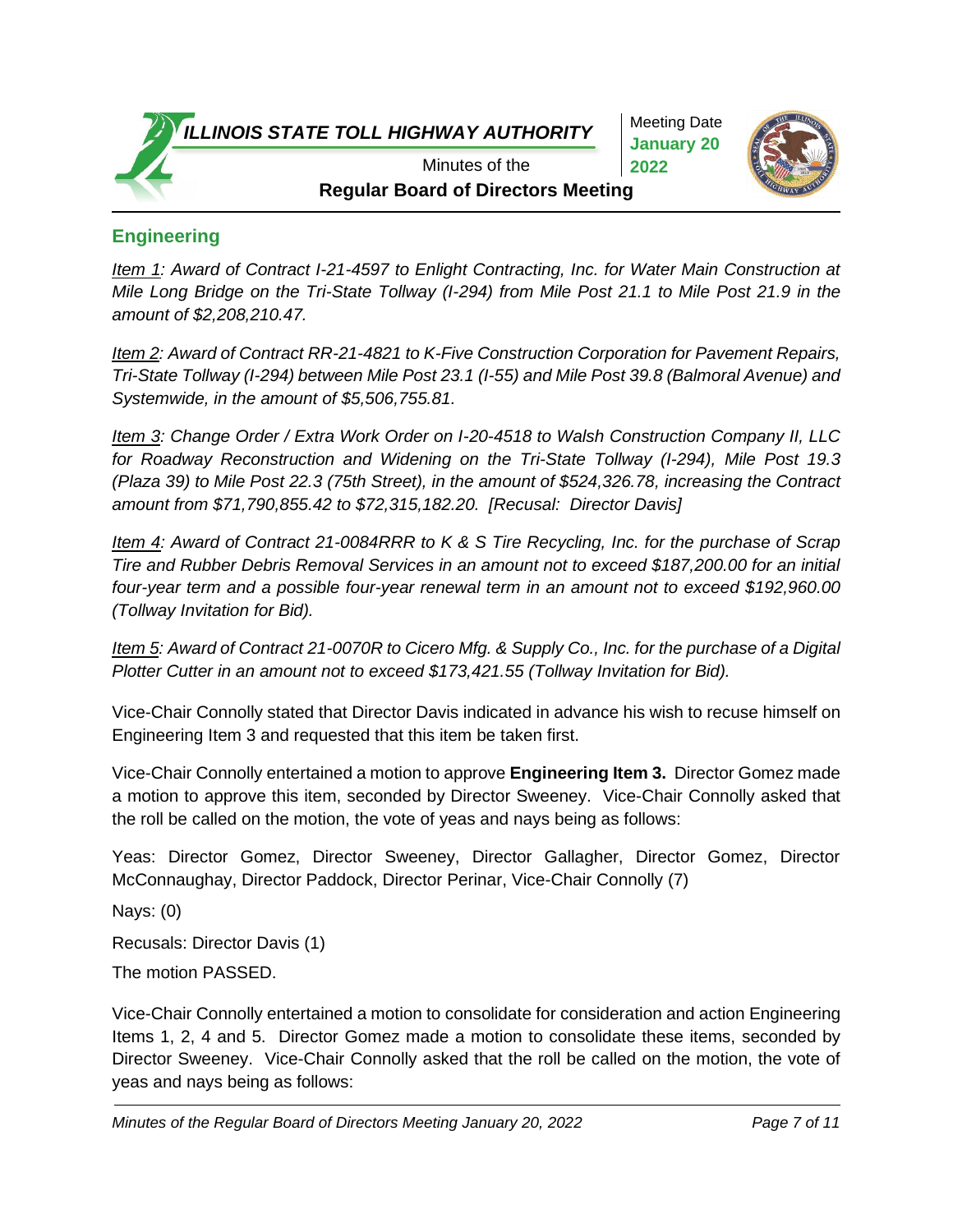## Engineering

*Item 1: Award of Contract I-21-4597 to Enlight Contracting, Inc. for Water Main Construction at Mile Long Bridge on the Tri-State Tollway (I-294) from Mile Post 21.1 to Mile Post 21.9 in the amount of $2,208,210.47.*

*Item 2: Award of Contract RR-21-4821 to K-Five Construction Corporation for Pavement Repairs, Tri-State Tollway (I-294) between Mile Post 23.1 (I-55) and Mile Post 39.8 (Balmoral Avenue) and Systemwide, in the amount of $5,506,755.81.*

*Item 3: Change Order / Extra Work Order on I-20-4518 to Walsh Construction Company II, LLC for Roadway Reconstruction and Widening on the Tri-State Tollway (I-294), Mile Post 19.3 (Plaza 39) to Mile Post 22.3 (75th Street), in the amount of $524,326.78, increasing the Contract amount from $71,790,855.42 to $72,315,182.20. [Recusal: Director Davis]*

*Item 4: Award of Contract 21-0084RRR to K & S Tire Recycling, Inc. for the purchase of Scrap Tire and Rubber Debris Removal Services in an amount not to exceed $187,200.00 for an initial four-year term and a possible four-year renewal term in an amount not to exceed $192,960.00 (Tollway Invitation for Bid).*

*Item 5: Award of Contract 21-0070R to Cicero Mfg. & Supply Co., Inc. for the purchase of a Digital Plotter Cutter in an amount not to exceed $173,421.55 (Tollway Invitation for Bid).*

Vice-Chair Connolly stated that Director Davis indicated in advance his wish to recuse himself on Engineering Item 3 and requested that this item be taken first.

Vice-Chair Connolly entertained a motion to approve **Engineering Item 3.** Director Gomez made a motion to approve this item, seconded by Director Sweeney. Vice-Chair Connolly asked that the roll be called on the motion, the vote of yeas and nays being as follows:

Yeas: Director Gomez, Director Sweeney, Director Gallagher, Director Gomez, Director McConnaughay, Director Paddock, Director Perinar, Vice-Chair Connolly (7)

Nays: (0)

Recusals: Director Davis (1)

The motion PASSED.

Vice-Chair Connolly entertained a motion to consolidate for consideration and action Engineering Items 1, 2, 4 and 5. Director Gomez made a motion to consolidate these items, seconded by Director Sweeney. Vice-Chair Connolly asked that the roll be called on the motion, the vote of yeas and nays being as follows: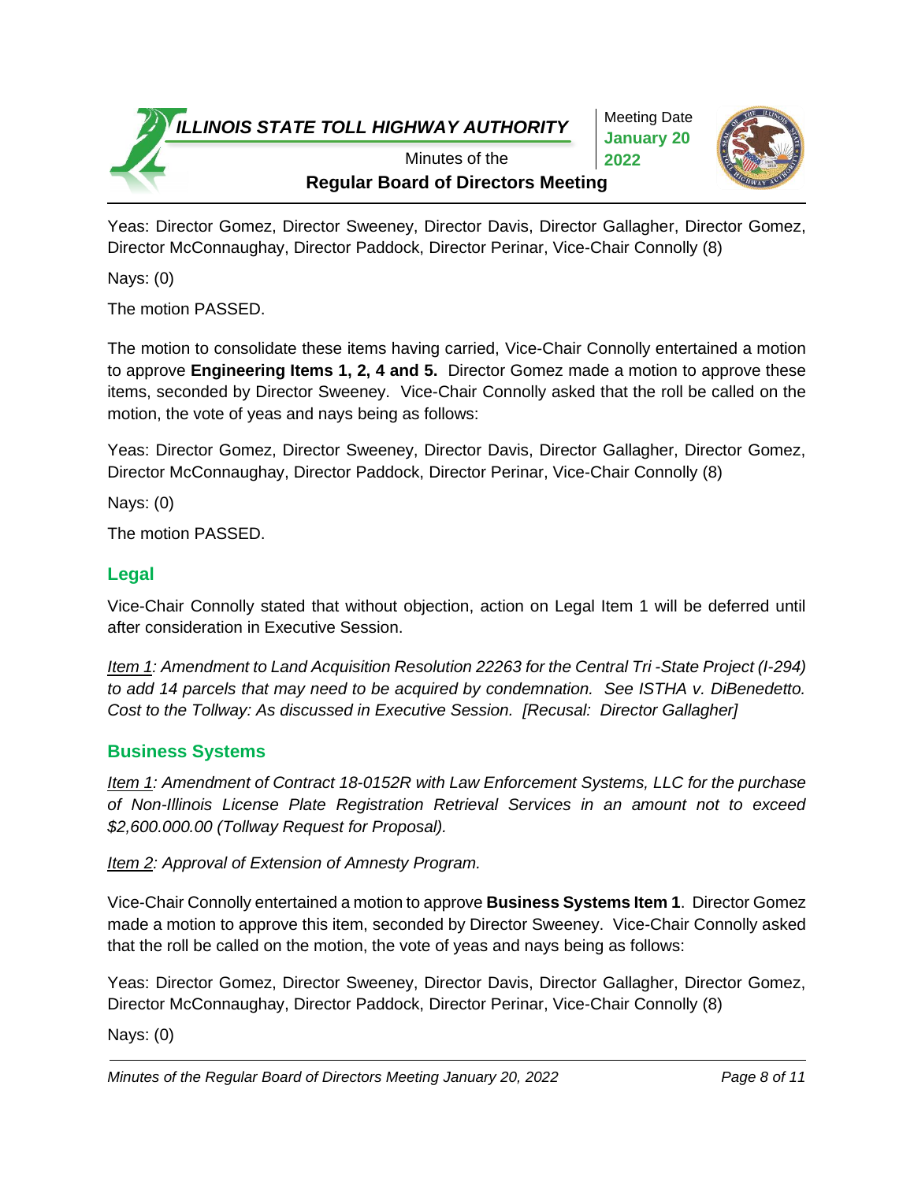Yeas: Director Gomez, Director Sweeney, Director Davis, Director Gallagher, Director Gomez, Director McConnaughay, Director Paddock, Director Perinar, Vice-Chair Connolly (8)

Nays: (0)

The motion PASSED.

The motion to consolidate these items having carried, Vice-Chair Connolly entertained a motion to approve **Engineering Items 1, 2, 4 and 5.** Director Gomez made a motion to approve these items, seconded by Director Sweeney. Vice-Chair Connolly asked that the roll be called on the motion, the vote of yeas and nays being as follows:

Yeas: Director Gomez, Director Sweeney, Director Davis, Director Gallagher, Director Gomez, Director McConnaughay, Director Paddock, Director Perinar, Vice-Chair Connolly (8)

Nays: (0)

The motion PASSED.

## Legal

Vice-Chair Connolly stated that without objection, action on Legal Item 1 will be deferred until after consideration in Executive Session.

*Item 1: Amendment to Land Acquisition Resolution 22263 for the Central Tri -State Project (I-294) to add 14 parcels that may need to be acquired by condemnation. See ISTHA v. DiBenedetto. Cost to the Tollway: As discussed in Executive Session. [Recusal: Director Gallagher]*

## Business Systems

*Item 1: Amendment of Contract 18-0152R with Law Enforcement Systems, LLC for the purchase of Non-Illinois License Plate Registration Retrieval Services in an amount not to exceed $2,600.000.00 (Tollway Request for Proposal).*

*Item 2: Approval of Extension of Amnesty Program.*

Vice-Chair Connolly entertained a motion to approve **Business Systems Item 1**. Director Gomez made a motion to approve this item, seconded by Director Sweeney. Vice-Chair Connolly asked that the roll be called on the motion, the vote of yeas and nays being as follows:

Yeas: Director Gomez, Director Sweeney, Director Davis, Director Gallagher, Director Gomez, Director McConnaughay, Director Paddock, Director Perinar, Vice-Chair Connolly (8)

Nays: (0)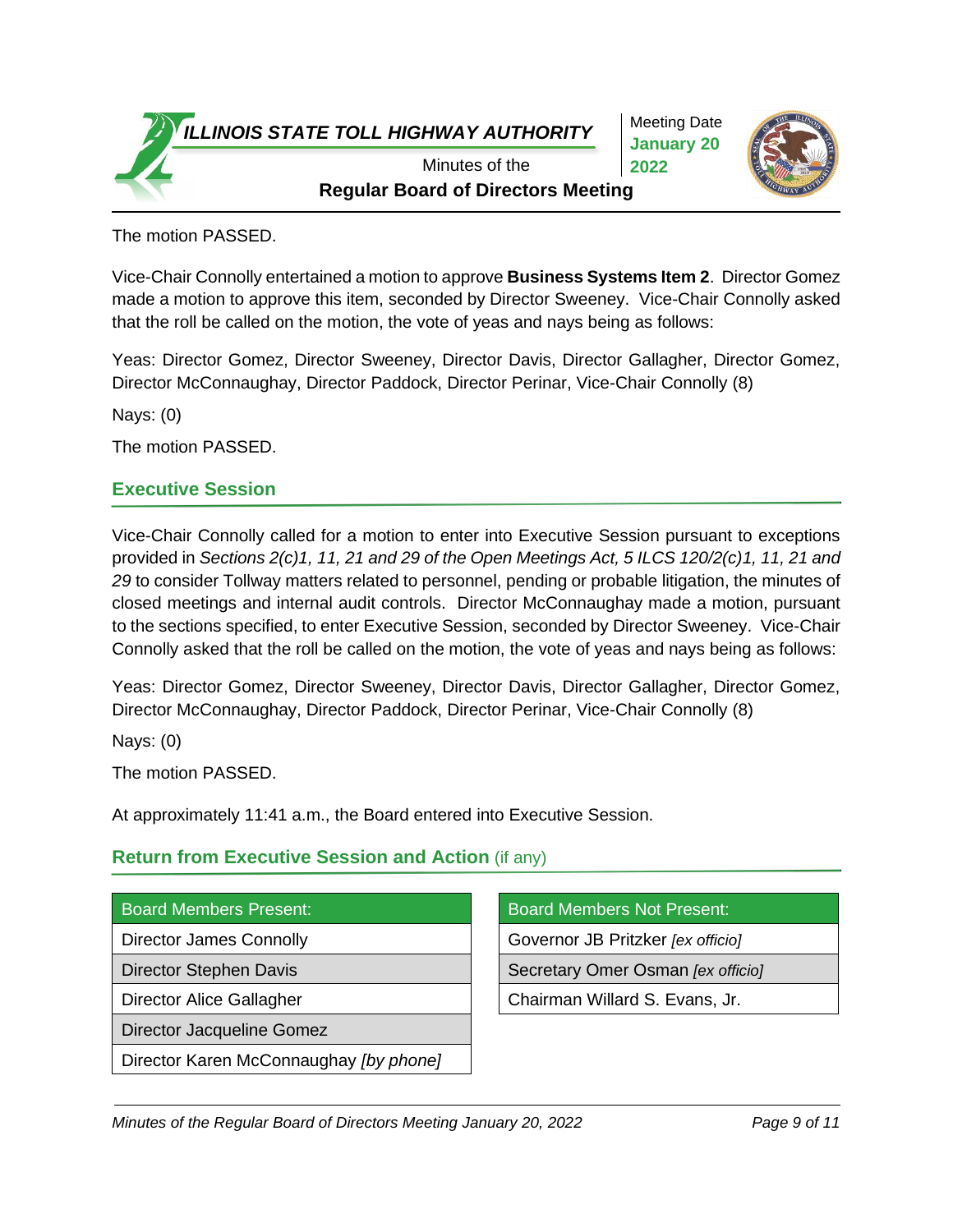The motion PASSED.

Vice-Chair Connolly entertained a motion to approve **Business Systems Item 2**. Director Gomez made a motion to approve this item, seconded by Director Sweeney. Vice-Chair Connolly asked that the roll be called on the motion, the vote of yeas and nays being as follows:

Yeas: Director Gomez, Director Sweeney, Director Davis, Director Gallagher, Director Gomez, Director McConnaughay, Director Paddock, Director Perinar, Vice-Chair Connolly (8)

Nays: (0)

The motion PASSED.

## Executive Session

Vice-Chair Connolly called for a motion to enter into Executive Session pursuant to exceptions provided in *Sections 2(c)1, 11, 21 and 29 of the Open Meetings Act, 5 ILCS 120/2(c)1, 11, 21 and 29* to consider Tollway matters related to personnel, pending or probable litigation, the minutes of closed meetings and internal audit controls. Director McConnaughay made a motion, pursuant to the sections specified, to enter Executive Session, seconded by Director Sweeney. Vice-Chair Connolly asked that the roll be called on the motion, the vote of yeas and nays being as follows:

Yeas: Director Gomez, Director Sweeney, Director Davis, Director Gallagher, Director Gomez, Director McConnaughay, Director Paddock, Director Perinar, Vice-Chair Connolly (8)

Nays: (0)

The motion PASSED.

At approximately 11:41 a.m., the Board entered into Executive Session.

## Return from Executive Session and Action (if any)

| Board Members Present: |
|---|
| Director James Connolly |
| Director Stephen Davis |
| Director Alice Gallagher |
| Director Jacqueline Gomez |
| Director Karen McConnaughay *[by phone]* |

| Board Members Not Present: |
|---|
| Governor JB Pritzker *[ex officio]* |
| Secretary Omer Osman *[ex officio]* |
| Chairman Willard S. Evans, Jr. |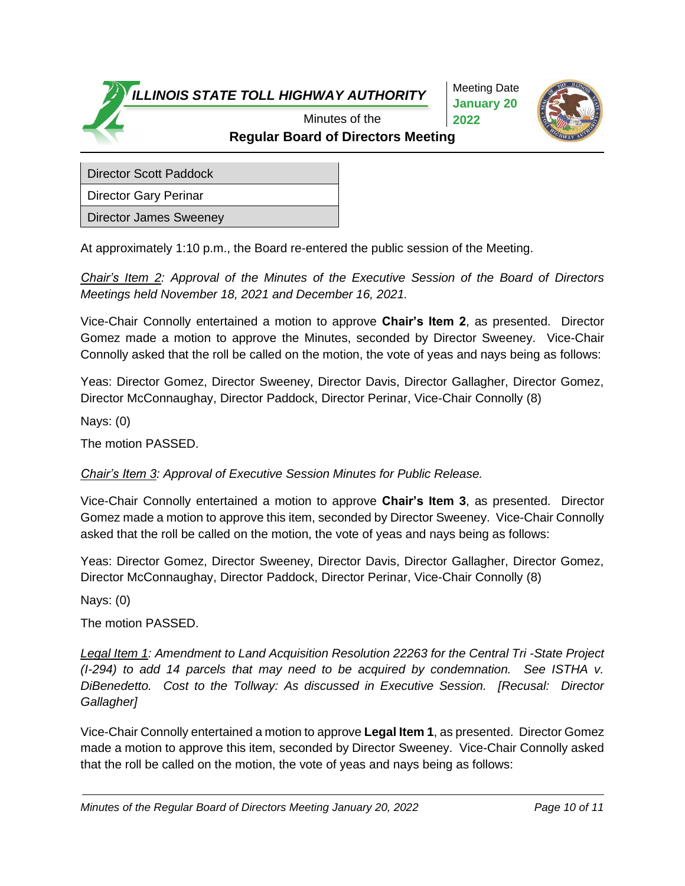| Director Scott Paddock |
| --- |
| Director Gary Perinar |
| Director James Sweeney |

At approximately 1:10 p.m., the Board re-entered the public session of the Meeting.

*Chair's Item 2: Approval of the Minutes of the Executive Session of the Board of Directors Meetings held November 18, 2021 and December 16, 2021.*

Vice-Chair Connolly entertained a motion to approve **Chair's Item 2**, as presented. Director Gomez made a motion to approve the Minutes, seconded by Director Sweeney. Vice-Chair Connolly asked that the roll be called on the motion, the vote of yeas and nays being as follows:

Yeas: Director Gomez, Director Sweeney, Director Davis, Director Gallagher, Director Gomez, Director McConnaughay, Director Paddock, Director Perinar, Vice-Chair Connolly (8)

Nays: (0)

The motion PASSED.

*Chair's Item 3: Approval of Executive Session Minutes for Public Release.*

Vice-Chair Connolly entertained a motion to approve **Chair's Item 3**, as presented. Director Gomez made a motion to approve this item, seconded by Director Sweeney. Vice-Chair Connolly asked that the roll be called on the motion, the vote of yeas and nays being as follows:

Yeas: Director Gomez, Director Sweeney, Director Davis, Director Gallagher, Director Gomez, Director McConnaughay, Director Paddock, Director Perinar, Vice-Chair Connolly (8)

Nays: (0)

The motion PASSED.

*Legal Item 1: Amendment to Land Acquisition Resolution 22263 for the Central Tri -State Project (I-294) to add 14 parcels that may need to be acquired by condemnation. See ISTHA v. DiBenedetto. Cost to the Tollway: As discussed in Executive Session. [Recusal: Director Gallagher]*

Vice-Chair Connolly entertained a motion to approve **Legal Item 1**, as presented. Director Gomez made a motion to approve this item, seconded by Director Sweeney. Vice-Chair Connolly asked that the roll be called on the motion, the vote of yeas and nays being as follows: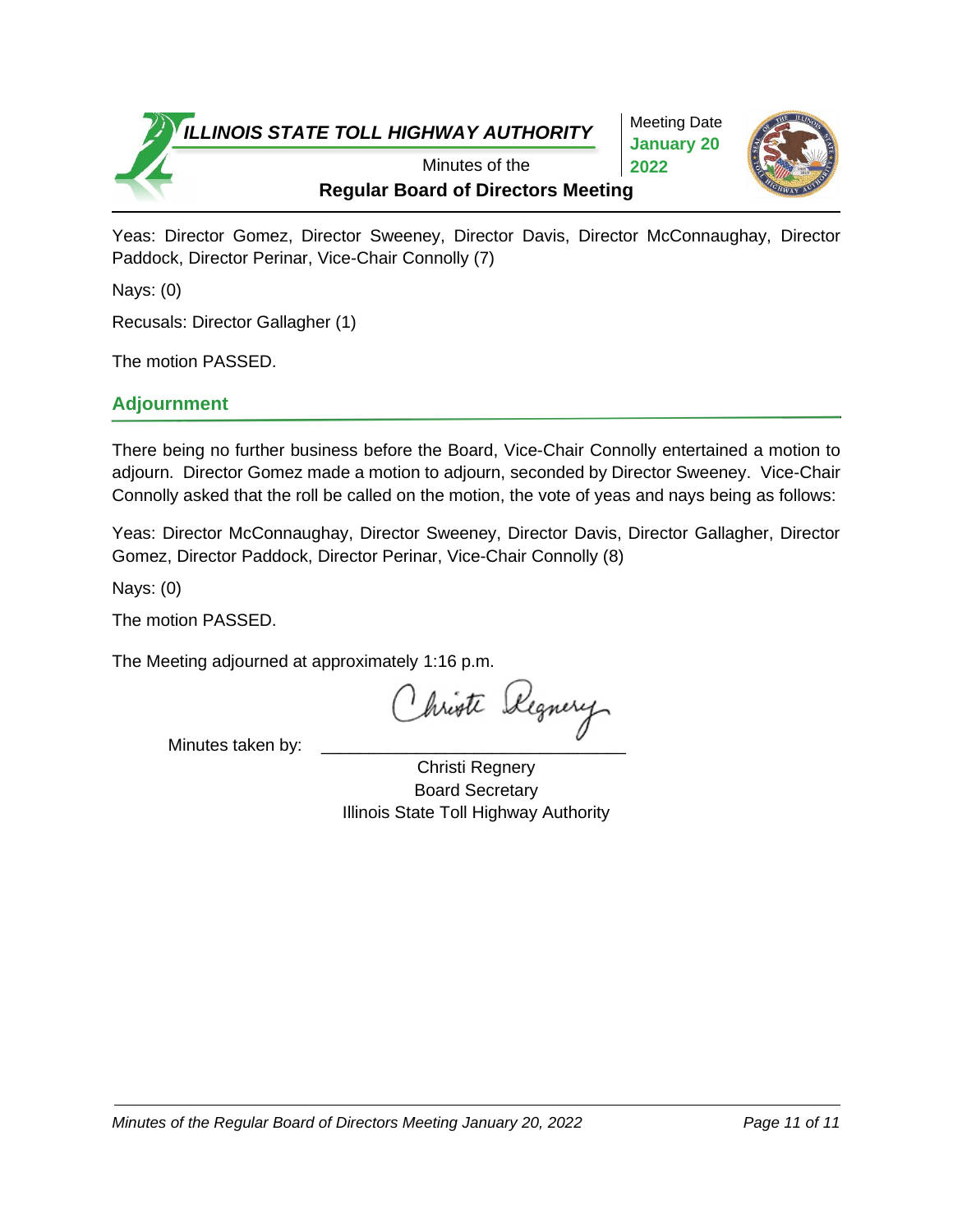Yeas: Director Gomez, Director Sweeney, Director Davis, Director McConnaughay, Director Paddock, Director Perinar, Vice-Chair Connolly (7)

Nays: (0)

Recusals: Director Gallagher (1)

The motion PASSED.

## Adjournment

There being no further business before the Board, Vice-Chair Connolly entertained a motion to adjourn. Director Gomez made a motion to adjourn, seconded by Director Sweeney. Vice-Chair Connolly asked that the roll be called on the motion, the vote of yeas and nays being as follows:

Yeas: Director McConnaughay, Director Sweeney, Director Davis, Director Gallagher, Director Gomez, Director Paddock, Director Perinar, Vice-Chair Connolly (8)

Nays: (0)

The motion PASSED.

The Meeting adjourned at approximately 1:16 p.m.

Minutes taken by: ______________________________

Christi Regnery
Board Secretary
Illinois State Toll Highway Authority